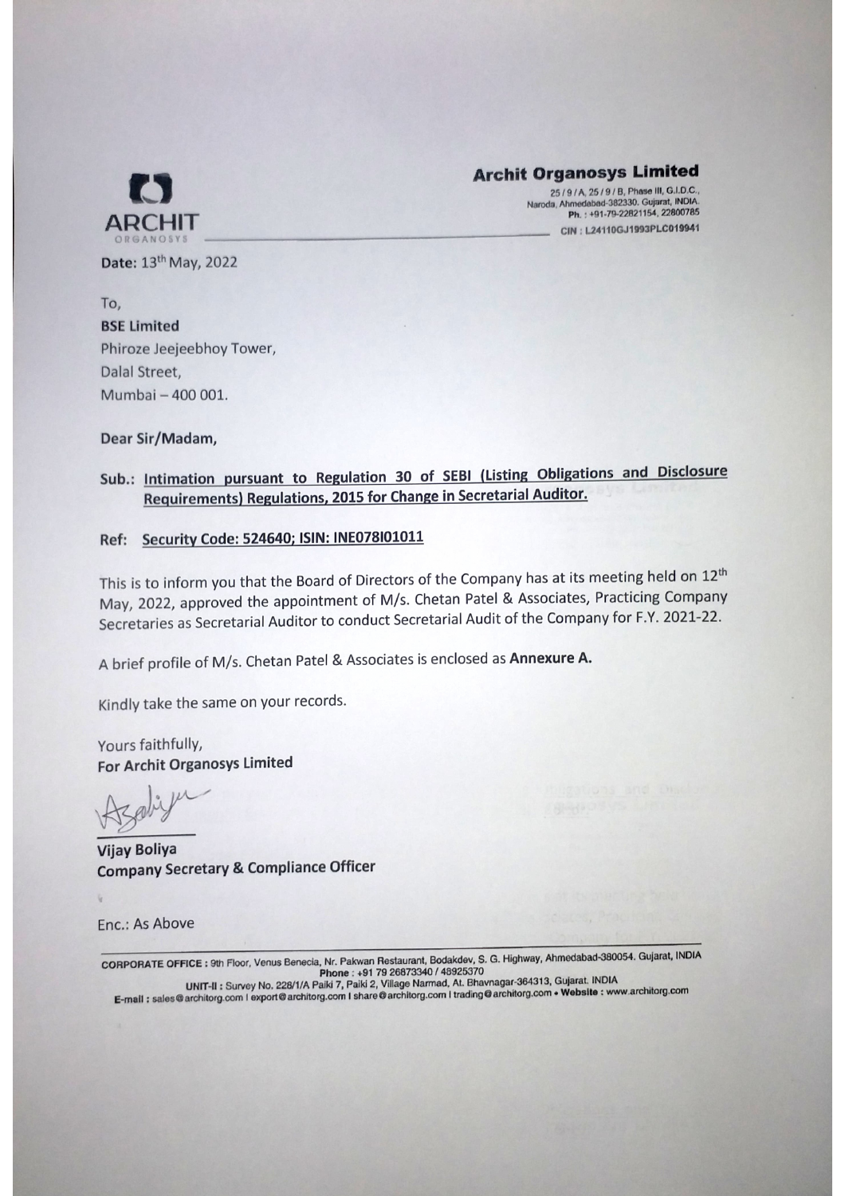**Archit Organosys Limited**

25 / 9 / A, 25 / 9 / B, Phase III, G.I.D.C., Naroda, Ahmedabad-382330. Gujarat, INDIA.
Ph. : +91-79-22821154, 22800785

CIN : L24110GJ1993PLC019941

**Date:** 13th May, 2022

To,

**BSE Limited**
Phiroze Jeejeebhoy Tower,
Dalal Street,
Mumbai – 400 001.

**Dear Sir/Madam,**

**Sub.: Intimation pursuant to Regulation 30 of SEBI (Listing Obligations and Disclosure Requirements) Regulations, 2015 for Change in Secretarial Auditor.**

**Ref: Security Code: 524640; ISIN: INE078I01011**

This is to inform you that the Board of Directors of the Company has at its meeting held on 12th May, 2022, approved the appointment of M/s. Chetan Patel & Associates, Practicing Company Secretaries as Secretarial Auditor to conduct Secretarial Audit of the Company for F.Y. 2021-22.

A brief profile of M/s. Chetan Patel & Associates is enclosed as **Annexure A.**

Kindly take the same on your records.

Yours faithfully,
**For Archit Organosys Limited**

**Vijay Boliya**
**Company Secretary & Compliance Officer**

Enc.: As Above

CORPORATE OFFICE : 9th Floor, Venus Benecia, Nr. Pakwan Restaurant, Bodakdev, S. G. Highway, Ahmedabad-380054. Gujarat, INDIA
Phone : +91 79 26873340 / 48925370
UNIT-II : Survey No. 228/1/A Paiki 7, Paiki 2, Village Narmad, At. Bhavnagar-364313, Gujarat, INDIA
E-mail : sales@architorg.com | export@architorg.com | share@architorg.com | trading@architorg.com • Website : www.architorg.com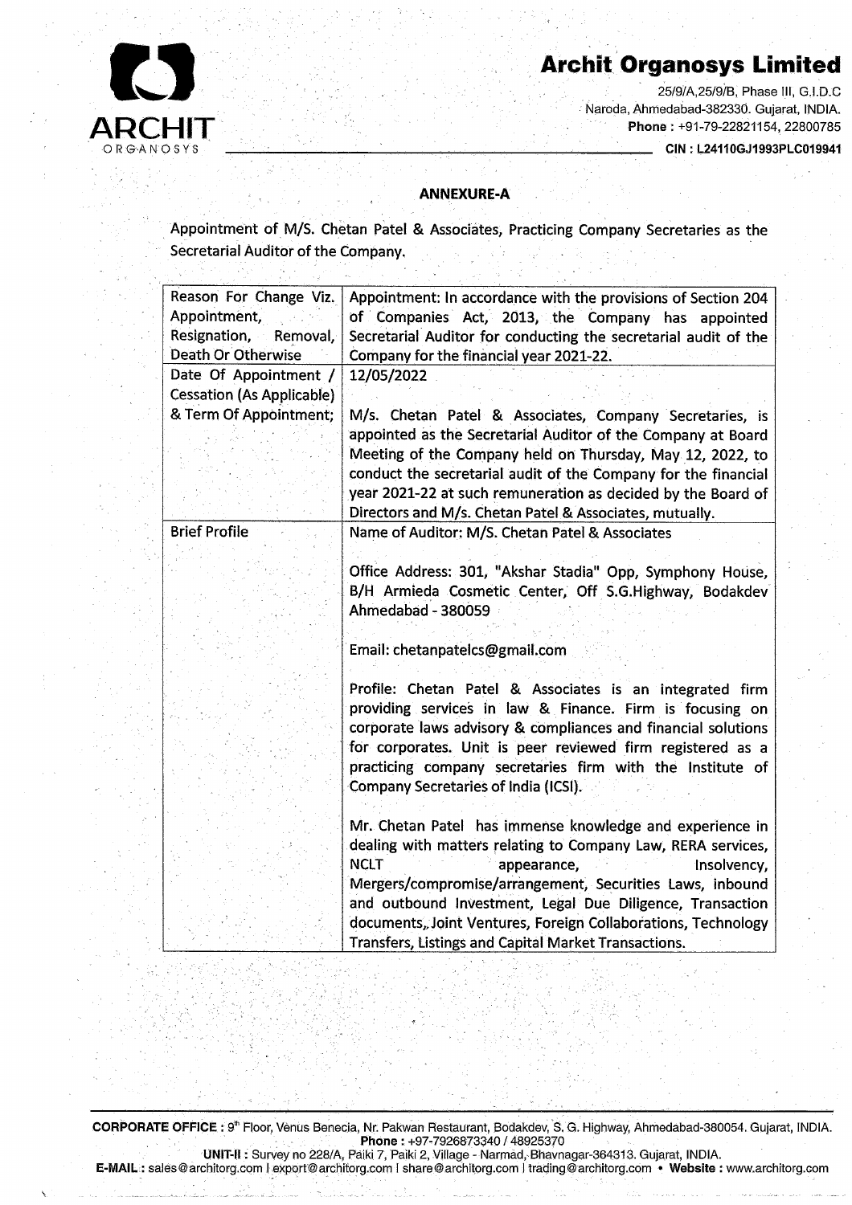## ANNEXURE-A

Appointment of M/S. Chetan Patel & Associates, Practicing Company Secretaries as the Secretarial Auditor of the Company.

| | |
|---|---|
| Reason For Change Viz. Appointment, Resignation, Removal, Death Or Otherwise | Appointment: In accordance with the provisions of Section 204 of Companies Act, 2013, the Company has appointed Secretarial Auditor for conducting the secretarial audit of the Company for the financial year 2021-22. |
| Date Of Appointment / Cessation (As Applicable) & Term Of Appointment; | 12/05/2022<br><br>M/s. Chetan Patel & Associates, Company Secretaries, is appointed as the Secretarial Auditor of the Company at Board Meeting of the Company held on Thursday, May 12, 2022, to conduct the secretarial audit of the Company for the financial year 2021-22 at such remuneration as decided by the Board of Directors and M/s. Chetan Patel & Associates, mutually. |
| Brief Profile | Name of Auditor: M/S. Chetan Patel & Associates<br><br>Office Address: 301, "Akshar Stadia" Opp, Symphony House, B/H Armieda Cosmetic Center, Off S.G.Highway, Bodakdev Ahmedabad - 380059<br><br>Email: chetanpatelcs@gmail.com<br><br>Profile: Chetan Patel & Associates is an integrated firm providing services in law & Finance. Firm is focusing on corporate laws advisory & compliances and financial solutions for corporates. Unit is peer reviewed firm registered as a practicing company secretaries firm with the Institute of Company Secretaries of India (ICSI).<br><br>Mr. Chetan Patel has immense knowledge and experience in dealing with matters relating to Company Law, RERA services, NCLT appearance, Insolvency, Mergers/compromise/arrangement, Securities Laws, inbound and outbound Investment, Legal Due Diligence, Transaction documents, Joint Ventures, Foreign Collaborations, Technology Transfers, Listings and Capital Market Transactions. |